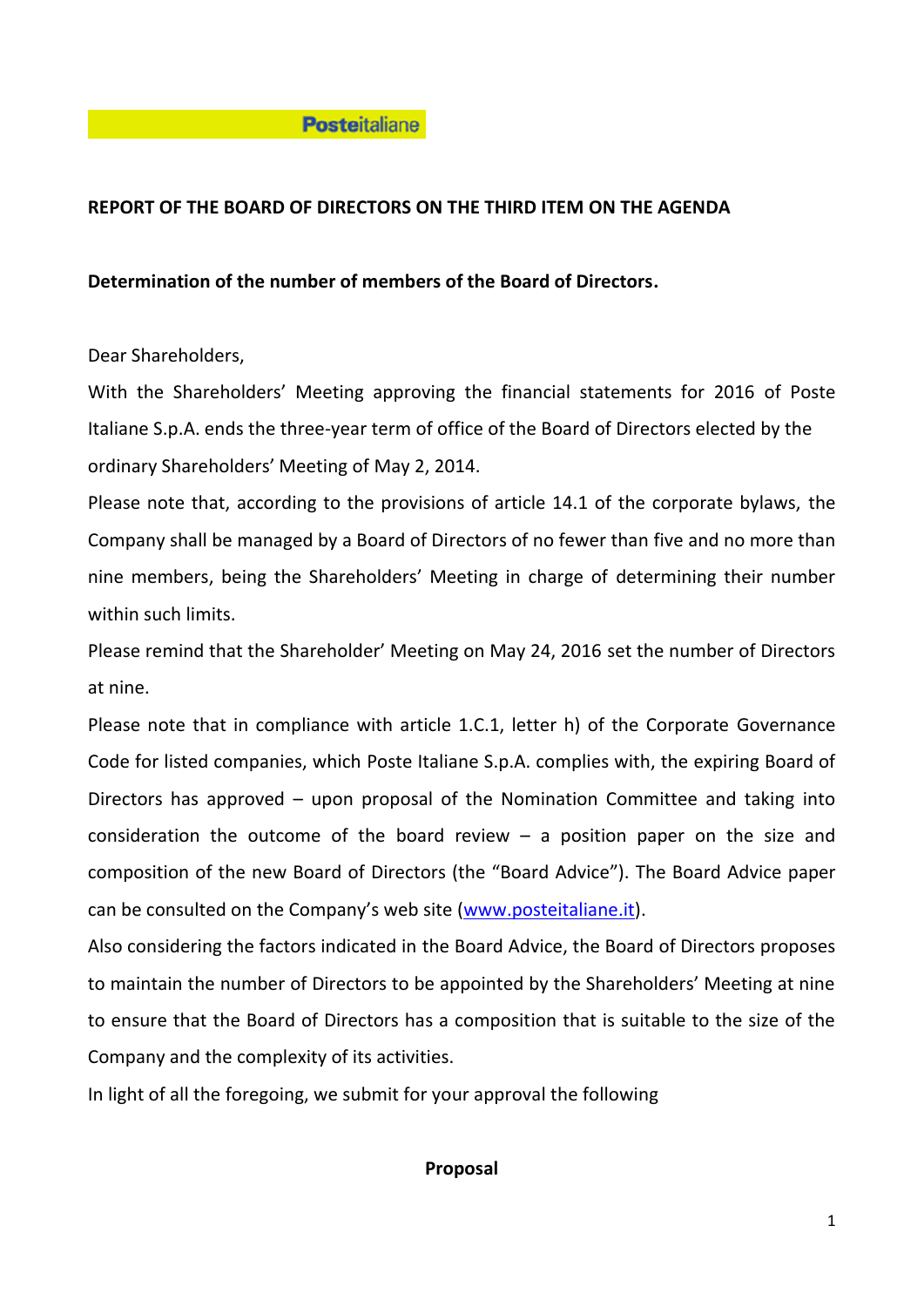Posteitaliane

**REPORT OF THE BOARD OF DIRECTORS ON THE THIRD ITEM ON THE AGENDA**

**Determination of the number of members of the Board of Directors.**

Dear Shareholders,

With the Shareholders' Meeting approving the financial statements for 2016 of Poste Italiane S.p.A. ends the three-year term of office of the Board of Directors elected by the ordinary Shareholders' Meeting of May 2, 2014.

Please note that, according to the provisions of article 14.1 of the corporate bylaws, the Company shall be managed by a Board of Directors of no fewer than five and no more than nine members, being the Shareholders' Meeting in charge of determining their number within such limits.

Please remind that the Shareholder' Meeting on May 24, 2016 set the number of Directors at nine.

Please note that in compliance with article 1.C.1, letter h) of the Corporate Governance Code for listed companies, which Poste Italiane S.p.A. complies with, the expiring Board of Directors has approved – upon proposal of the Nomination Committee and taking into consideration the outcome of the board review – a position paper on the size and composition of the new Board of Directors (the "Board Advice"). The Board Advice paper can be consulted on the Company's web site (www.posteitaliane.it).

Also considering the factors indicated in the Board Advice, the Board of Directors proposes to maintain the number of Directors to be appointed by the Shareholders' Meeting at nine to ensure that the Board of Directors has a composition that is suitable to the size of the Company and the complexity of its activities.

In light of all the foregoing, we submit for your approval the following

**Proposal**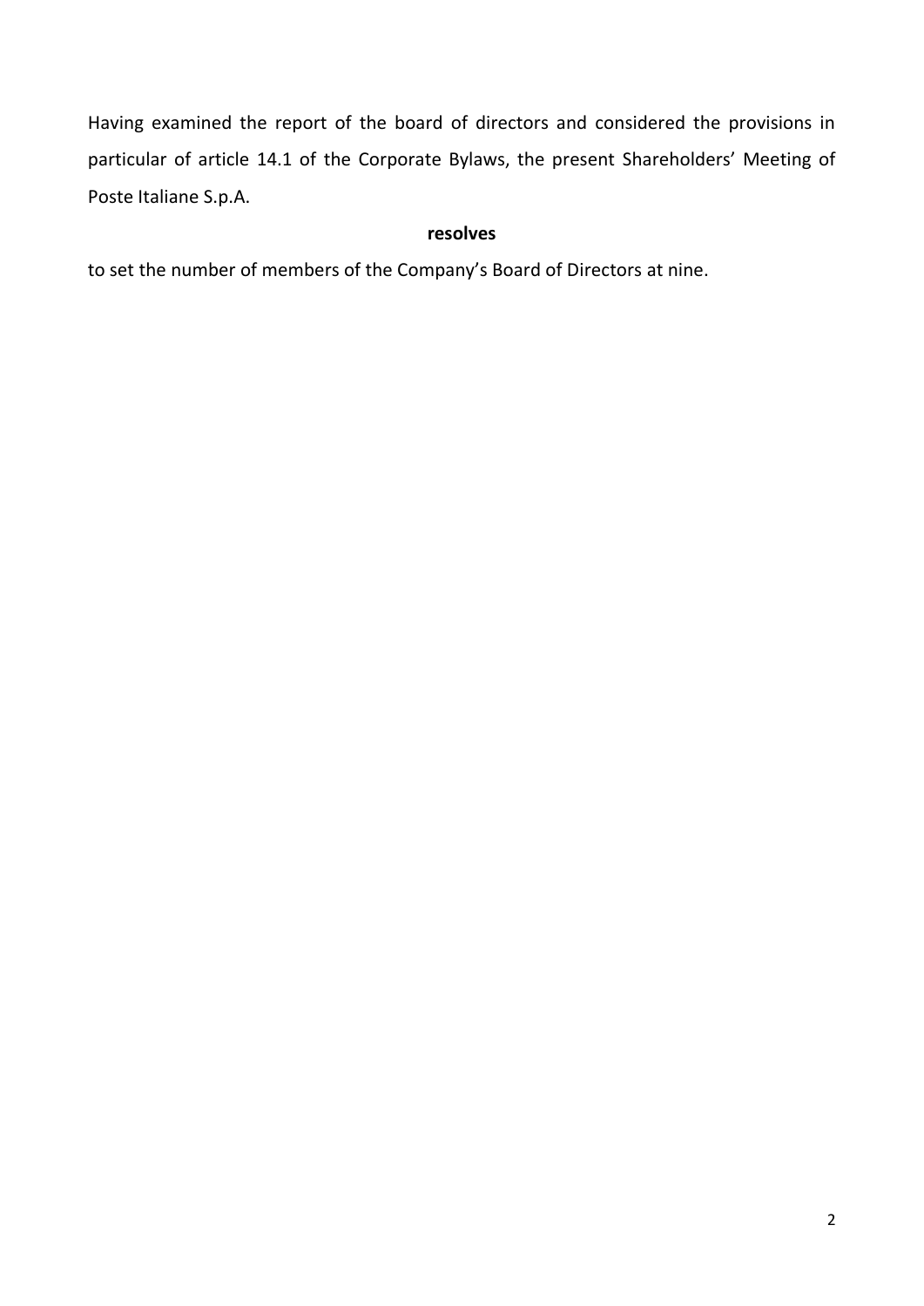Having examined the report of the board of directors and considered the provisions in particular of article 14.1 of the Corporate Bylaws, the present Shareholders' Meeting of Poste Italiane S.p.A.

**resolves**

to set the number of members of the Company's Board of Directors at nine.